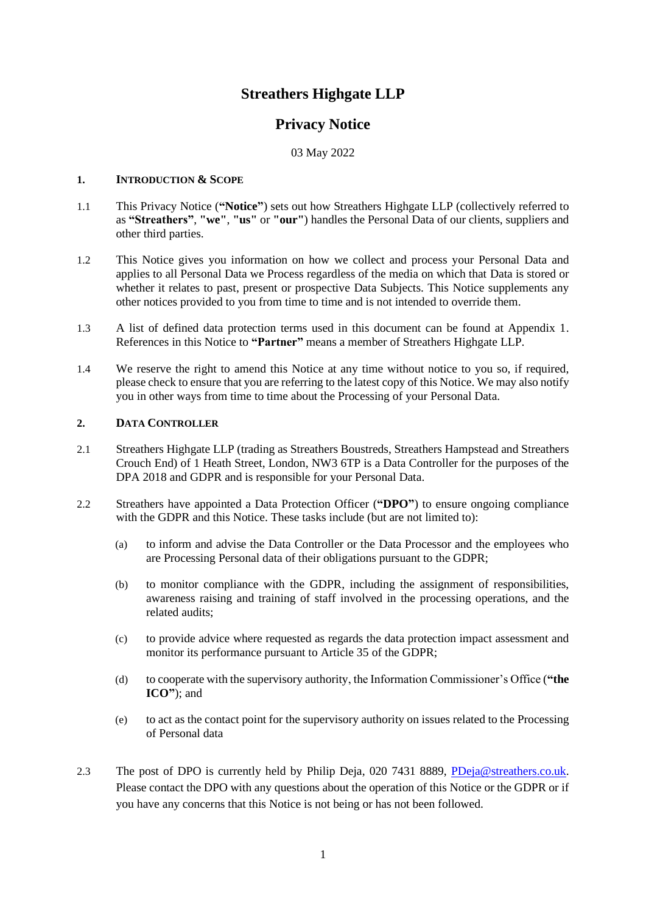# Streathers Highgate LLP

## Privacy Notice

03 May 2022

### 1. INTRODUCTION & SCOPE

1.1 This Privacy Notice (**"Notice"**) sets out how Streathers Highgate LLP (collectively referred to as **"Streathers"**, **"we"**, **"us"** or **"our"**) handles the Personal Data of our clients, suppliers and other third parties.

1.2 This Notice gives you information on how we collect and process your Personal Data and applies to all Personal Data we Process regardless of the media on which that Data is stored or whether it relates to past, present or prospective Data Subjects. This Notice supplements any other notices provided to you from time to time and is not intended to override them.

1.3 A list of defined data protection terms used in this document can be found at Appendix 1. References in this Notice to **"Partner"** means a member of Streathers Highgate LLP.

1.4 We reserve the right to amend this Notice at any time without notice to you so, if required, please check to ensure that you are referring to the latest copy of this Notice. We may also notify you in other ways from time to time about the Processing of your Personal Data.

### 2. DATA CONTROLLER

2.1 Streathers Highgate LLP (trading as Streathers Boustreds, Streathers Hampstead and Streathers Crouch End) of 1 Heath Street, London, NW3 6TP is a Data Controller for the purposes of the DPA 2018 and GDPR and is responsible for your Personal Data.

2.2 Streathers have appointed a Data Protection Officer (**"DPO"**) to ensure ongoing compliance with the GDPR and this Notice. These tasks include (but are not limited to):

(a) to inform and advise the Data Controller or the Data Processor and the employees who are Processing Personal data of their obligations pursuant to the GDPR;

(b) to monitor compliance with the GDPR, including the assignment of responsibilities, awareness raising and training of staff involved in the processing operations, and the related audits;

(c) to provide advice where requested as regards the data protection impact assessment and monitor its performance pursuant to Article 35 of the GDPR;

(d) to cooperate with the supervisory authority, the Information Commissioner's Office (**"the ICO"**); and

(e) to act as the contact point for the supervisory authority on issues related to the Processing of Personal data

2.3 The post of DPO is currently held by Philip Deja, 020 7431 8889, [PDeja@streathers.co.uk](mailto:PDeja@streathers.co.uk). Please contact the DPO with any questions about the operation of this Notice or the GDPR or if you have any concerns that this Notice is not being or has not been followed.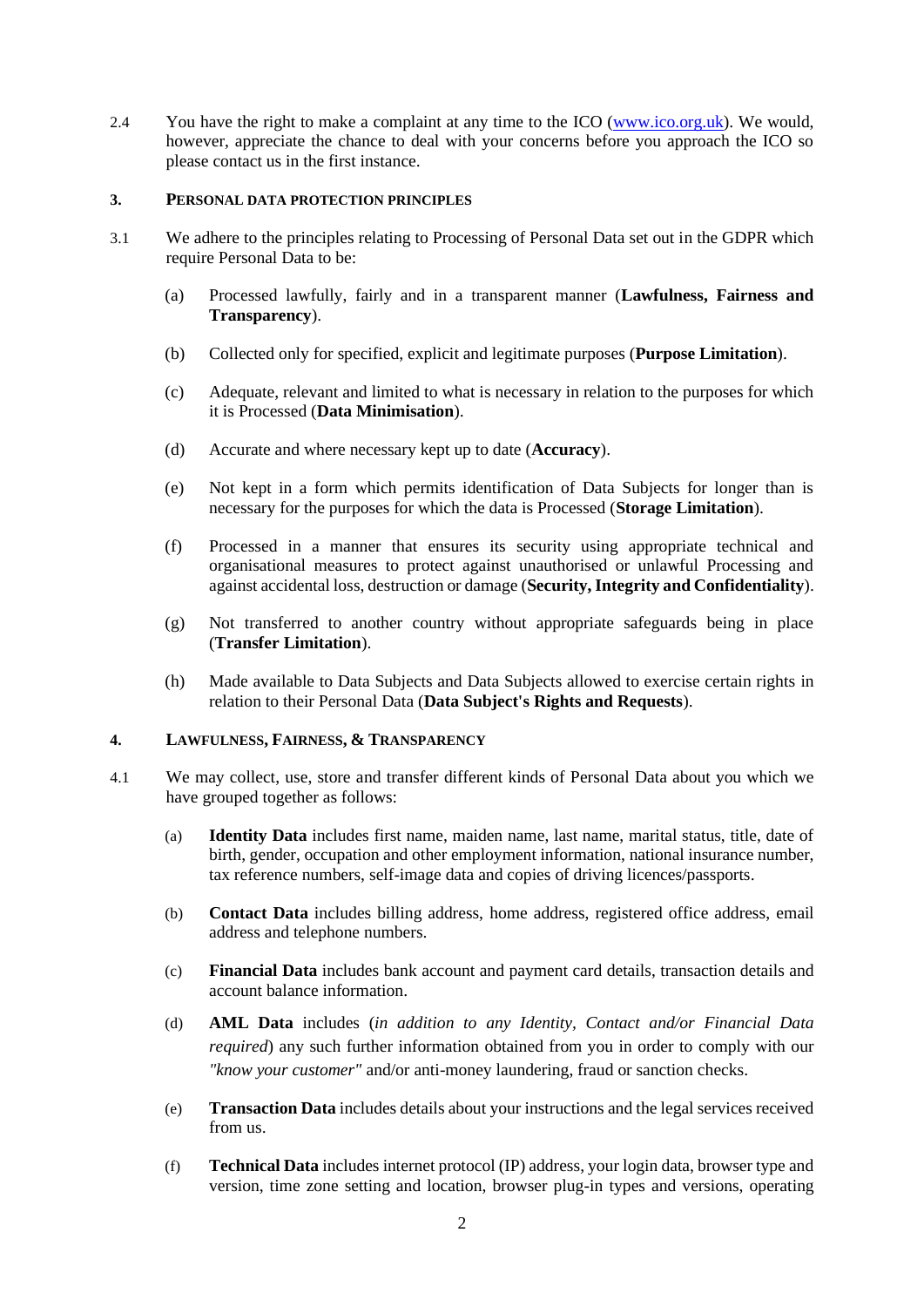2.4 You have the right to make a complaint at any time to the ICO ([www.ico.org.uk](http://www.ico.org.uk)). We would, however, appreciate the chance to deal with your concerns before you approach the ICO so please contact us in the first instance.

## 3. PERSONAL DATA PROTECTION PRINCIPLES

3.1 We adhere to the principles relating to Processing of Personal Data set out in the GDPR which require Personal Data to be:

(a) Processed lawfully, fairly and in a transparent manner (**Lawfulness, Fairness and Transparency**).

(b) Collected only for specified, explicit and legitimate purposes (**Purpose Limitation**).

(c) Adequate, relevant and limited to what is necessary in relation to the purposes for which it is Processed (**Data Minimisation**).

(d) Accurate and where necessary kept up to date (**Accuracy**).

(e) Not kept in a form which permits identification of Data Subjects for longer than is necessary for the purposes for which the data is Processed (**Storage Limitation**).

(f) Processed in a manner that ensures its security using appropriate technical and organisational measures to protect against unauthorised or unlawful Processing and against accidental loss, destruction or damage (**Security, Integrity and Confidentiality**).

(g) Not transferred to another country without appropriate safeguards being in place (**Transfer Limitation**).

(h) Made available to Data Subjects and Data Subjects allowed to exercise certain rights in relation to their Personal Data (**Data Subject's Rights and Requests**).

## 4. LAWFULNESS, FAIRNESS, & TRANSPARENCY

4.1 We may collect, use, store and transfer different kinds of Personal Data about you which we have grouped together as follows:

(a) **Identity Data** includes first name, maiden name, last name, marital status, title, date of birth, gender, occupation and other employment information, national insurance number, tax reference numbers, self-image data and copies of driving licences/passports.

(b) **Contact Data** includes billing address, home address, registered office address, email address and telephone numbers.

(c) **Financial Data** includes bank account and payment card details, transaction details and account balance information.

(d) **AML Data** includes (*in addition to any Identity, Contact and/or Financial Data required*) any such further information obtained from you in order to comply with our *"know your customer"* and/or anti-money laundering, fraud or sanction checks.

(e) **Transaction Data** includes details about your instructions and the legal services received from us.

(f) **Technical Data** includes internet protocol (IP) address, your login data, browser type and version, time zone setting and location, browser plug-in types and versions, operating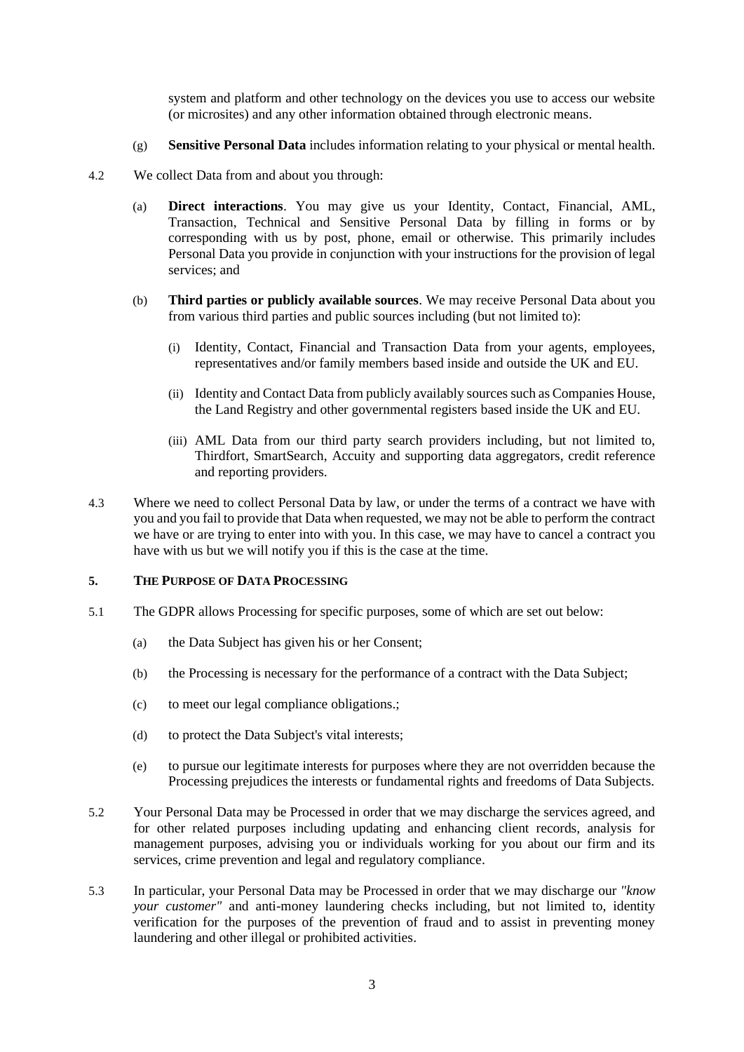system and platform and other technology on the devices you use to access our website (or microsites) and any other information obtained through electronic means.

(g) **Sensitive Personal Data** includes information relating to your physical or mental health.

4.2 We collect Data from and about you through:

(a) **Direct interactions**. You may give us your Identity, Contact, Financial, AML, Transaction, Technical and Sensitive Personal Data by filling in forms or by corresponding with us by post, phone, email or otherwise. This primarily includes Personal Data you provide in conjunction with your instructions for the provision of legal services; and

(b) **Third parties or publicly available sources**. We may receive Personal Data about you from various third parties and public sources including (but not limited to):

(i) Identity, Contact, Financial and Transaction Data from your agents, employees, representatives and/or family members based inside and outside the UK and EU.

(ii) Identity and Contact Data from publicly availably sources such as Companies House, the Land Registry and other governmental registers based inside the UK and EU.

(iii) AML Data from our third party search providers including, but not limited to, Thirdfort, SmartSearch, Accuity and supporting data aggregators, credit reference and reporting providers.

4.3 Where we need to collect Personal Data by law, or under the terms of a contract we have with you and you fail to provide that Data when requested, we may not be able to perform the contract we have or are trying to enter into with you. In this case, we may have to cancel a contract you have with us but we will notify you if this is the case at the time.

## 5. THE PURPOSE OF DATA PROCESSING

5.1 The GDPR allows Processing for specific purposes, some of which are set out below:

(a) the Data Subject has given his or her Consent;

(b) the Processing is necessary for the performance of a contract with the Data Subject;

(c) to meet our legal compliance obligations.;

(d) to protect the Data Subject's vital interests;

(e) to pursue our legitimate interests for purposes where they are not overridden because the Processing prejudices the interests or fundamental rights and freedoms of Data Subjects.

5.2 Your Personal Data may be Processed in order that we may discharge the services agreed, and for other related purposes including updating and enhancing client records, analysis for management purposes, advising you or individuals working for you about our firm and its services, crime prevention and legal and regulatory compliance.

5.3 In particular, your Personal Data may be Processed in order that we may discharge our *"know your customer"* and anti-money laundering checks including, but not limited to, identity verification for the purposes of the prevention of fraud and to assist in preventing money laundering and other illegal or prohibited activities.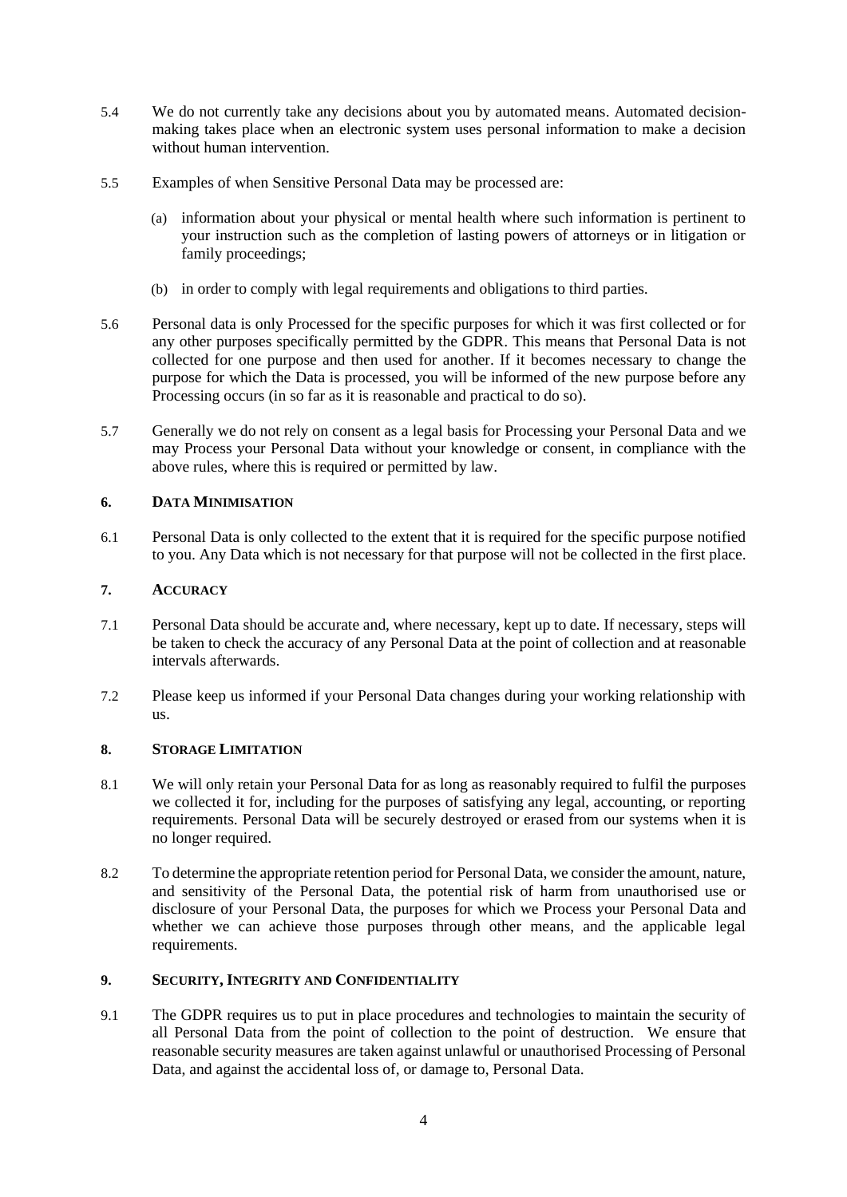5.4 We do not currently take any decisions about you by automated means. Automated decision-making takes place when an electronic system uses personal information to make a decision without human intervention.

5.5 Examples of when Sensitive Personal Data may be processed are:

(a) information about your physical or mental health where such information is pertinent to your instruction such as the completion of lasting powers of attorneys or in litigation or family proceedings;

(b) in order to comply with legal requirements and obligations to third parties.

5.6 Personal data is only Processed for the specific purposes for which it was first collected or for any other purposes specifically permitted by the GDPR. This means that Personal Data is not collected for one purpose and then used for another. If it becomes necessary to change the purpose for which the Data is processed, you will be informed of the new purpose before any Processing occurs (in so far as it is reasonable and practical to do so).

5.7 Generally we do not rely on consent as a legal basis for Processing your Personal Data and we may Process your Personal Data without your knowledge or consent, in compliance with the above rules, where this is required or permitted by law.

## 6. DATA MINIMISATION

6.1 Personal Data is only collected to the extent that it is required for the specific purpose notified to you. Any Data which is not necessary for that purpose will not be collected in the first place.

## 7. ACCURACY

7.1 Personal Data should be accurate and, where necessary, kept up to date. If necessary, steps will be taken to check the accuracy of any Personal Data at the point of collection and at reasonable intervals afterwards.

7.2 Please keep us informed if your Personal Data changes during your working relationship with us.

## 8. STORAGE LIMITATION

8.1 We will only retain your Personal Data for as long as reasonably required to fulfil the purposes we collected it for, including for the purposes of satisfying any legal, accounting, or reporting requirements. Personal Data will be securely destroyed or erased from our systems when it is no longer required.

8.2 To determine the appropriate retention period for Personal Data, we consider the amount, nature, and sensitivity of the Personal Data, the potential risk of harm from unauthorised use or disclosure of your Personal Data, the purposes for which we Process your Personal Data and whether we can achieve those purposes through other means, and the applicable legal requirements.

## 9. SECURITY, INTEGRITY AND CONFIDENTIALITY

9.1 The GDPR requires us to put in place procedures and technologies to maintain the security of all Personal Data from the point of collection to the point of destruction. We ensure that reasonable security measures are taken against unlawful or unauthorised Processing of Personal Data, and against the accidental loss of, or damage to, Personal Data.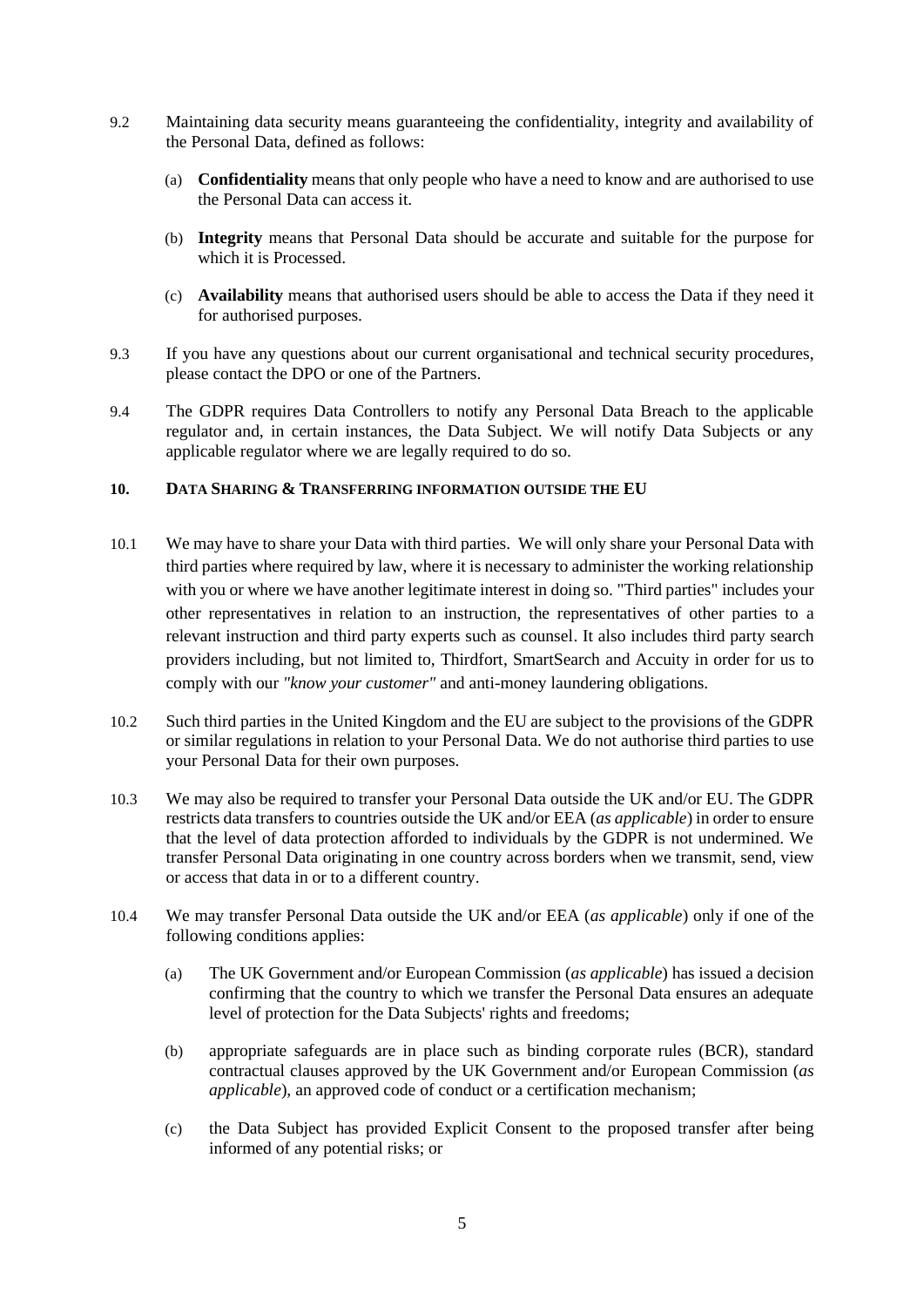9.2 Maintaining data security means guaranteeing the confidentiality, integrity and availability of the Personal Data, defined as follows:

(a) **Confidentiality** means that only people who have a need to know and are authorised to use the Personal Data can access it.

(b) **Integrity** means that Personal Data should be accurate and suitable for the purpose for which it is Processed.

(c) **Availability** means that authorised users should be able to access the Data if they need it for authorised purposes.

9.3 If you have any questions about our current organisational and technical security procedures, please contact the DPO or one of the Partners.

9.4 The GDPR requires Data Controllers to notify any Personal Data Breach to the applicable regulator and, in certain instances, the Data Subject. We will notify Data Subjects or any applicable regulator where we are legally required to do so.

## 10. DATA SHARING & TRANSFERRING INFORMATION OUTSIDE THE EU

10.1 We may have to share your Data with third parties. We will only share your Personal Data with third parties where required by law, where it is necessary to administer the working relationship with you or where we have another legitimate interest in doing so. "Third parties" includes your other representatives in relation to an instruction, the representatives of other parties to a relevant instruction and third party experts such as counsel. It also includes third party search providers including, but not limited to, Thirdfort, SmartSearch and Accuity in order for us to comply with our *"know your customer"* and anti-money laundering obligations.

10.2 Such third parties in the United Kingdom and the EU are subject to the provisions of the GDPR or similar regulations in relation to your Personal Data. We do not authorise third parties to use your Personal Data for their own purposes.

10.3 We may also be required to transfer your Personal Data outside the UK and/or EU. The GDPR restricts data transfers to countries outside the UK and/or EEA (*as applicable*) in order to ensure that the level of data protection afforded to individuals by the GDPR is not undermined. We transfer Personal Data originating in one country across borders when we transmit, send, view or access that data in or to a different country.

10.4 We may transfer Personal Data outside the UK and/or EEA (*as applicable*) only if one of the following conditions applies:

(a) The UK Government and/or European Commission (*as applicable*) has issued a decision confirming that the country to which we transfer the Personal Data ensures an adequate level of protection for the Data Subjects' rights and freedoms;

(b) appropriate safeguards are in place such as binding corporate rules (BCR), standard contractual clauses approved by the UK Government and/or European Commission (*as applicable*), an approved code of conduct or a certification mechanism;

(c) the Data Subject has provided Explicit Consent to the proposed transfer after being informed of any potential risks; or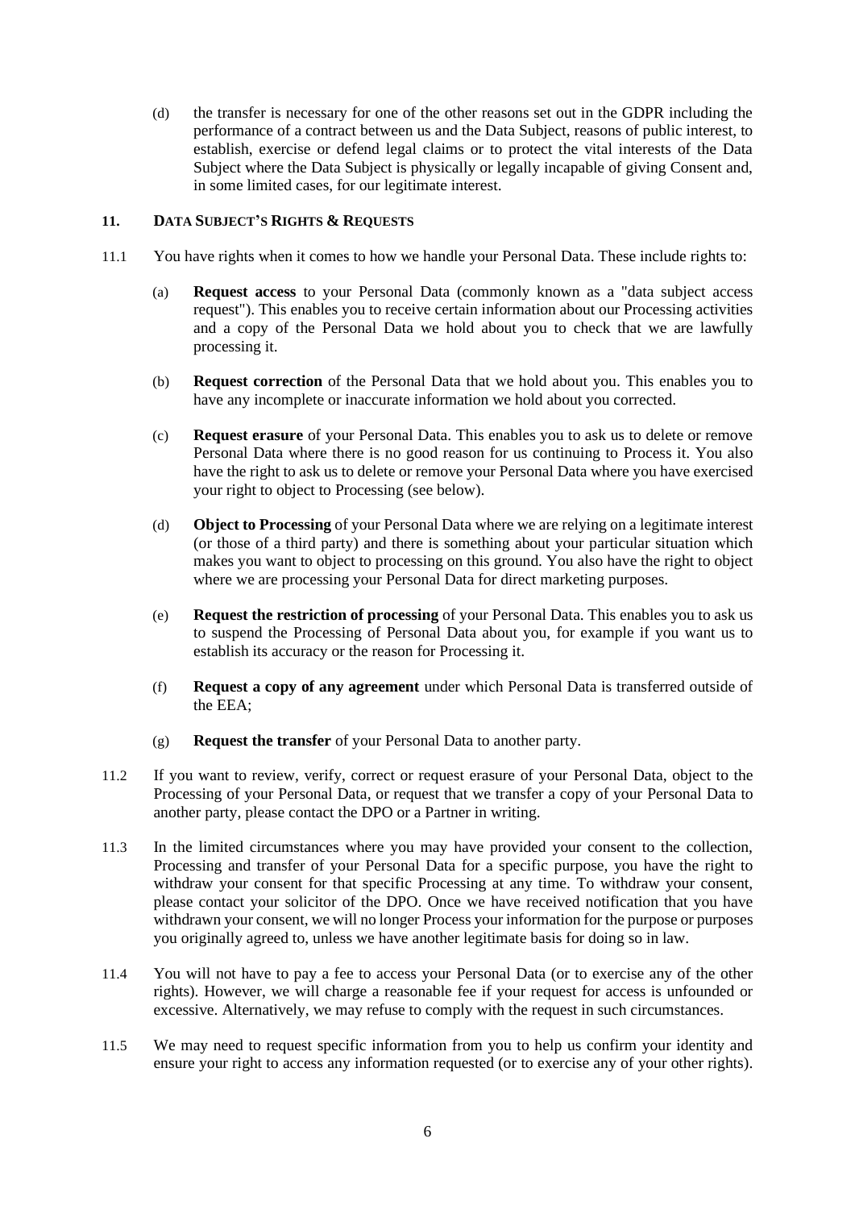(d) the transfer is necessary for one of the other reasons set out in the GDPR including the performance of a contract between us and the Data Subject, reasons of public interest, to establish, exercise or defend legal claims or to protect the vital interests of the Data Subject where the Data Subject is physically or legally incapable of giving Consent and, in some limited cases, for our legitimate interest.

## 11. DATA SUBJECT'S RIGHTS & REQUESTS

11.1 You have rights when it comes to how we handle your Personal Data. These include rights to:

(a) **Request access** to your Personal Data (commonly known as a "data subject access request"). This enables you to receive certain information about our Processing activities and a copy of the Personal Data we hold about you to check that we are lawfully processing it.

(b) **Request correction** of the Personal Data that we hold about you. This enables you to have any incomplete or inaccurate information we hold about you corrected.

(c) **Request erasure** of your Personal Data. This enables you to ask us to delete or remove Personal Data where there is no good reason for us continuing to Process it. You also have the right to ask us to delete or remove your Personal Data where you have exercised your right to object to Processing (see below).

(d) **Object to Processing** of your Personal Data where we are relying on a legitimate interest (or those of a third party) and there is something about your particular situation which makes you want to object to processing on this ground. You also have the right to object where we are processing your Personal Data for direct marketing purposes.

(e) **Request the restriction of processing** of your Personal Data. This enables you to ask us to suspend the Processing of Personal Data about you, for example if you want us to establish its accuracy or the reason for Processing it.

(f) **Request a copy of any agreement** under which Personal Data is transferred outside of the EEA;

(g) **Request the transfer** of your Personal Data to another party.

11.2 If you want to review, verify, correct or request erasure of your Personal Data, object to the Processing of your Personal Data, or request that we transfer a copy of your Personal Data to another party, please contact the DPO or a Partner in writing.

11.3 In the limited circumstances where you may have provided your consent to the collection, Processing and transfer of your Personal Data for a specific purpose, you have the right to withdraw your consent for that specific Processing at any time. To withdraw your consent, please contact your solicitor of the DPO. Once we have received notification that you have withdrawn your consent, we will no longer Process your information for the purpose or purposes you originally agreed to, unless we have another legitimate basis for doing so in law.

11.4 You will not have to pay a fee to access your Personal Data (or to exercise any of the other rights). However, we will charge a reasonable fee if your request for access is unfounded or excessive. Alternatively, we may refuse to comply with the request in such circumstances.

11.5 We may need to request specific information from you to help us confirm your identity and ensure your right to access any information requested (or to exercise any of your other rights).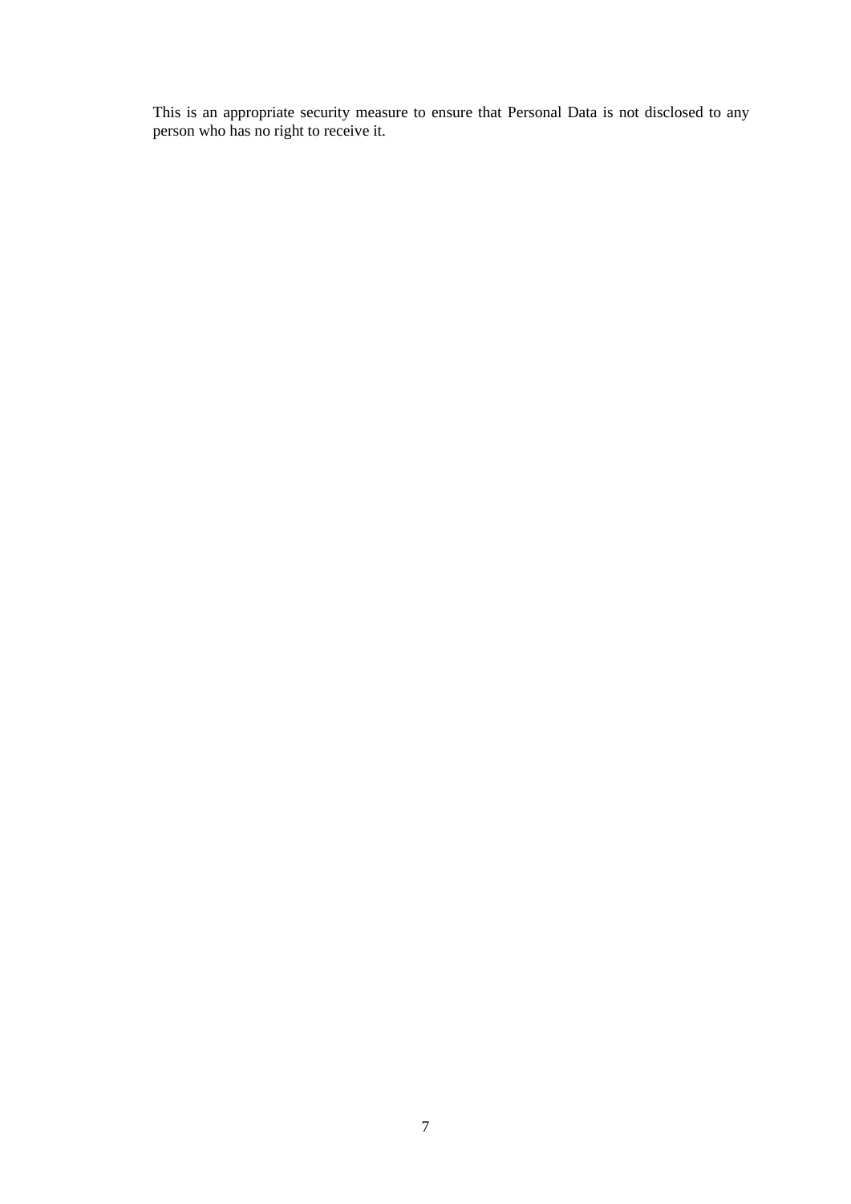This is an appropriate security measure to ensure that Personal Data is not disclosed to any person who has no right to receive it.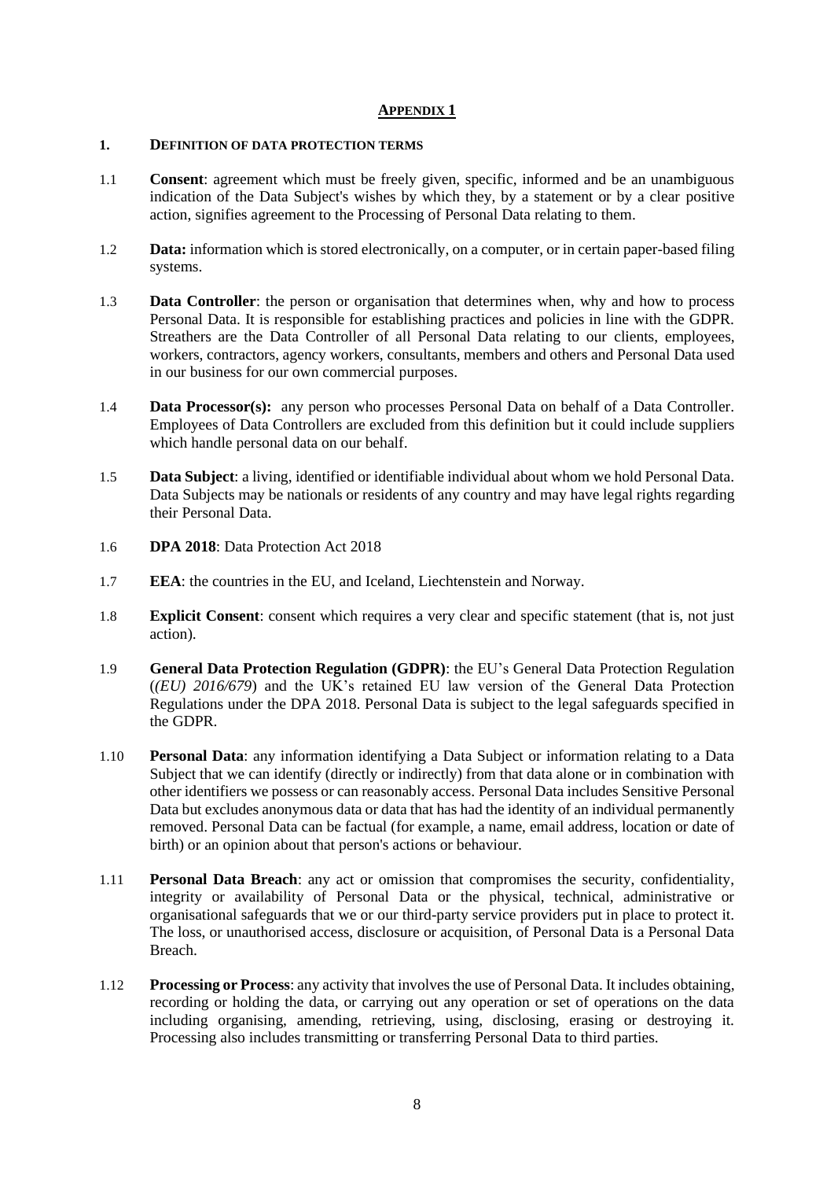# APPENDIX 1

## 1. DEFINITION OF DATA PROTECTION TERMS

1.1 **Consent**: agreement which must be freely given, specific, informed and be an unambiguous indication of the Data Subject's wishes by which they, by a statement or by a clear positive action, signifies agreement to the Processing of Personal Data relating to them.

1.2 **Data:** information which is stored electronically, on a computer, or in certain paper-based filing systems.

1.3 **Data Controller**: the person or organisation that determines when, why and how to process Personal Data. It is responsible for establishing practices and policies in line with the GDPR. Streathers are the Data Controller of all Personal Data relating to our clients, employees, workers, contractors, agency workers, consultants, members and others and Personal Data used in our business for our own commercial purposes.

1.4 **Data Processor(s):** any person who processes Personal Data on behalf of a Data Controller. Employees of Data Controllers are excluded from this definition but it could include suppliers which handle personal data on our behalf.

1.5 **Data Subject**: a living, identified or identifiable individual about whom we hold Personal Data. Data Subjects may be nationals or residents of any country and may have legal rights regarding their Personal Data.

1.6 **DPA 2018**: Data Protection Act 2018

1.7 **EEA**: the countries in the EU, and Iceland, Liechtenstein and Norway.

1.8 **Explicit Consent**: consent which requires a very clear and specific statement (that is, not just action).

1.9 **General Data Protection Regulation (GDPR)**: the EU's General Data Protection Regulation (*(EU) 2016/679*) and the UK's retained EU law version of the General Data Protection Regulations under the DPA 2018. Personal Data is subject to the legal safeguards specified in the GDPR.

1.10 **Personal Data**: any information identifying a Data Subject or information relating to a Data Subject that we can identify (directly or indirectly) from that data alone or in combination with other identifiers we possess or can reasonably access. Personal Data includes Sensitive Personal Data but excludes anonymous data or data that has had the identity of an individual permanently removed. Personal Data can be factual (for example, a name, email address, location or date of birth) or an opinion about that person's actions or behaviour.

1.11 **Personal Data Breach**: any act or omission that compromises the security, confidentiality, integrity or availability of Personal Data or the physical, technical, administrative or organisational safeguards that we or our third-party service providers put in place to protect it. The loss, or unauthorised access, disclosure or acquisition, of Personal Data is a Personal Data Breach.

1.12 **Processing or Process**: any activity that involves the use of Personal Data. It includes obtaining, recording or holding the data, or carrying out any operation or set of operations on the data including organising, amending, retrieving, using, disclosing, erasing or destroying it. Processing also includes transmitting or transferring Personal Data to third parties.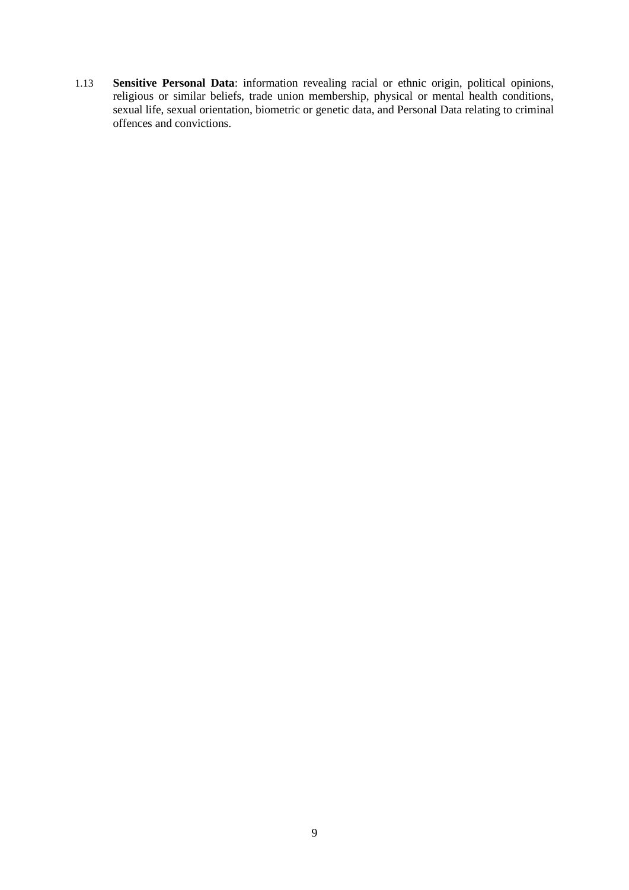1.13 **Sensitive Personal Data**: information revealing racial or ethnic origin, political opinions, religious or similar beliefs, trade union membership, physical or mental health conditions, sexual life, sexual orientation, biometric or genetic data, and Personal Data relating to criminal offences and convictions.